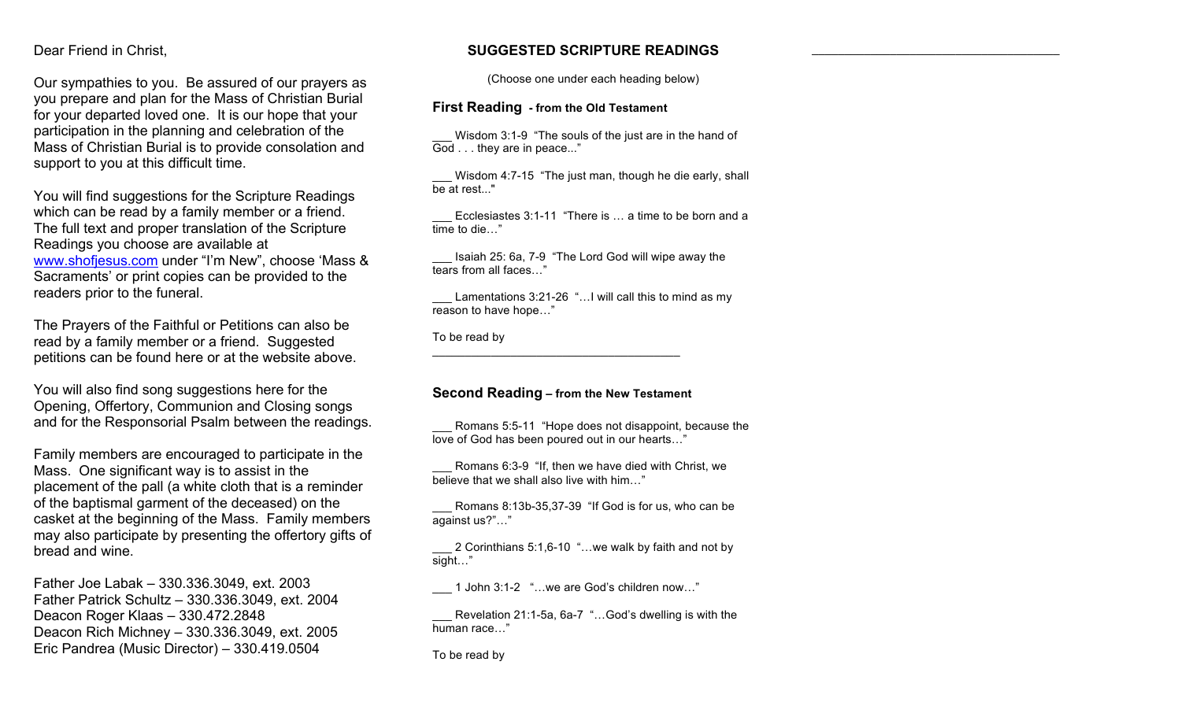Dear Friend in Christ,

Our sympathies to you. Be assured of our prayers as you prepare and plan for the Mass of Christian Burial for your departed loved one. It is our hope that your participation in the planning and celebration of the Mass of Christian Burial is to provide consolation and support to you at this difficult time.

You will find suggestions for the Scripture Readings which can be read by a family member or a friend. The full text and proper translation of the Scripture Readings you choose are available at [www.shofjesus.com](http://www.shofjesus.com) under "I'm New", choose 'Mass & Sacraments' or print copies can be provided to the readers prior to the funeral.

The Prayers of the Faithful or Petitions can also be read by a family member or a friend. Suggested petitions can be found here or at the website above.

You will also find song suggestions here for the Opening, Offertory, Communion and Closing songs and for the Responsorial Psalm between the readings.

Family members are encouraged to participate in the Mass. One significant way is to assist in the placement of the pall (a white cloth that is a reminder of the baptismal garment of the deceased) on the casket at the beginning of the Mass. Family members may also participate by presenting the offertory gifts of bread and wine.

Father Joe Labak – 330.336.3049, ext. 2003
Father Patrick Schultz – 330.336.3049, ext. 2004
Deacon Roger Klaas – 330.472.2848
Deacon Rich Michney – 330.336.3049, ext. 2005
Eric Pandrea (Music Director) – 330.419.0504

## SUGGESTED SCRIPTURE READINGS

(Choose one under each heading below)

### First Reading - from the Old Testament

___ Wisdom 3:1-9 "The souls of the just are in the hand of God . . . they are in peace..."

___ Wisdom 4:7-15 "The just man, though he die early, shall be at rest..."

___ Ecclesiastes 3:1-11 "There is … a time to be born and a time to die…"

___ Isaiah 25: 6a, 7-9 "The Lord God will wipe away the tears from all faces…"

___ Lamentations 3:21-26 "…I will call this to mind as my reason to have hope…"

To be read by ____________________________________

### Second Reading – from the New Testament

___ Romans 5:5-11 "Hope does not disappoint, because the love of God has been poured out in our hearts…"

___ Romans 6:3-9 "If, then we have died with Christ, we believe that we shall also live with him…"

___ Romans 8:13b-35,37-39 "If God is for us, who can be against us?"…"

___ 2 Corinthians 5:1,6-10 "…we walk by faith and not by sight…"

___ 1 John 3:1-2 "…we are God's children now…"

___ Revelation 21:1-5a, 6a-7 "…God's dwelling is with the human race…"

To be read by ____________________________________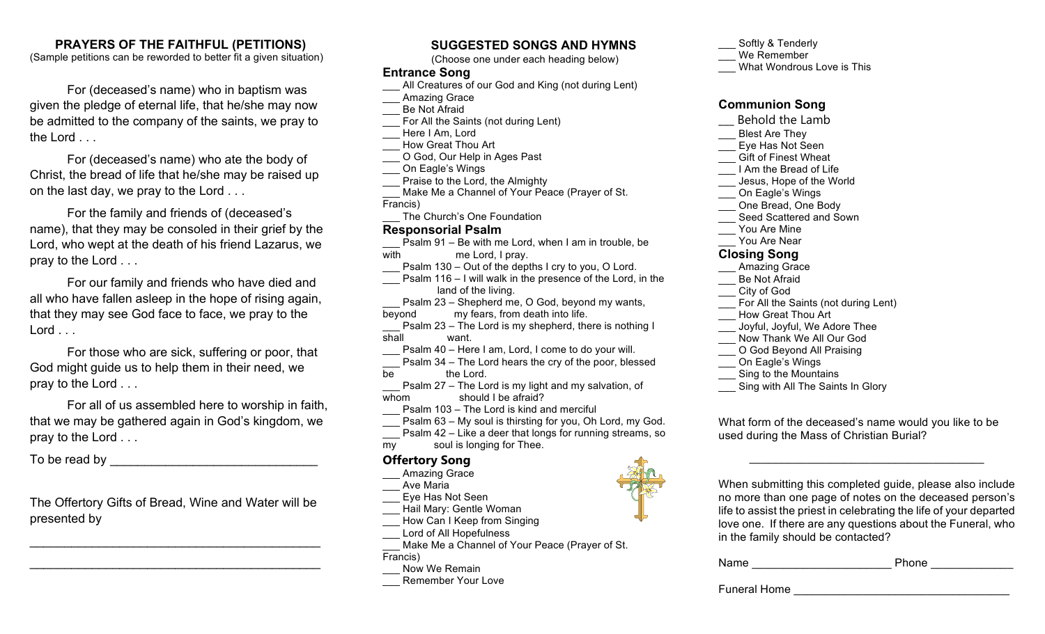## PRAYERS OF THE FAITHFUL (PETITIONS)

(Sample petitions can be reworded to better fit a given situation)

For (deceased's name) who in baptism was given the pledge of eternal life, that he/she may now be admitted to the company of the saints, we pray to the Lord . . .

For (deceased's name) who ate the body of Christ, the bread of life that he/she may be raised up on the last day, we pray to the Lord . . .

For the family and friends of (deceased's name), that they may be consoled in their grief by the Lord, who wept at the death of his friend Lazarus, we pray to the Lord . . .

For our family and friends who have died and all who have fallen asleep in the hope of rising again, that they may see God face to face, we pray to the Lord . . .

For those who are sick, suffering or poor, that God might guide us to help them in their need, we pray to the Lord . . .

For all of us assembled here to worship in faith, that we may be gathered again in God's kingdom, we pray to the Lord . . .

To be read by ______________________________

The Offertory Gifts of Bread, Wine and Water will be presented by

____________________________________________

____________________________________________

## SUGGESTED SONGS AND HYMNS

(Choose one under each heading below)

### Entrance Song

___ All Creatures of our God and King (not during Lent)
___ Amazing Grace
___ Be Not Afraid
___ For All the Saints (not during Lent)
___ Here I Am, Lord
___ How Great Thou Art
___ O God, Our Help in Ages Past
___ On Eagle's Wings
___ Praise to the Lord, the Almighty
___ Make Me a Channel of Your Peace (Prayer of St. Francis)
___ The Church's One Foundation

### Responsorial Psalm

___ Psalm 91 – Be with me Lord, when I am in trouble, be with me Lord, I pray.
___ Psalm 130 – Out of the depths I cry to you, O Lord.
___ Psalm 116 – I will walk in the presence of the Lord, in the land of the living.
___ Psalm 23 – Shepherd me, O God, beyond my wants, beyond my fears, from death into life.
___ Psalm 23 – The Lord is my shepherd, there is nothing I shall want.
___ Psalm 40 – Here I am, Lord, I come to do your will.
___ Psalm 34 – The Lord hears the cry of the poor, blessed be the Lord.
___ Psalm 27 – The Lord is my light and my salvation, of whom should I be afraid?
___ Psalm 103 – The Lord is kind and merciful
___ Psalm 63 – My soul is thirsting for you, Oh Lord, my God.
___ Psalm 42 – Like a deer that longs for running streams, so my soul is longing for Thee.

### Offertory Song

___ Amazing Grace
___ Ave Maria
___ Eye Has Not Seen
___ Hail Mary: Gentle Woman
___ How Can I Keep from Singing
___ Lord of All Hopefulness
___ Make Me a Channel of Your Peace (Prayer of St. Francis)
___ Now We Remain
___ Remember Your Love
___ Softly & Tenderly
___ We Remember
___ What Wondrous Love is This

### Communion Song

___ Behold the Lamb
___ Blest Are They
___ Eye Has Not Seen
___ Gift of Finest Wheat
___ I Am the Bread of Life
___ Jesus, Hope of the World
___ On Eagle's Wings
___ One Bread, One Body
___ Seed Scattered and Sown
___ You Are Mine
___ You Are Near

### Closing Song

___ Amazing Grace
___ Be Not Afraid
___ City of God
___ For All the Saints (not during Lent)
___ How Great Thou Art
___ Joyful, Joyful, We Adore Thee
___ Now Thank We All Our God
___ O God Beyond All Praising
___ On Eagle's Wings
___ Sing to the Mountains
___ Sing with All The Saints In Glory

What form of the deceased's name would you like to be used during the Mass of Christian Burial?

____________________________________

When submitting this completed guide, please also include no more than one page of notes on the deceased person's life to assist the priest in celebrating the life of your departed love one. If there are any questions about the Funeral, who in the family should be contacted?

Name ______________________ Phone _____________

Funeral Home __________________________________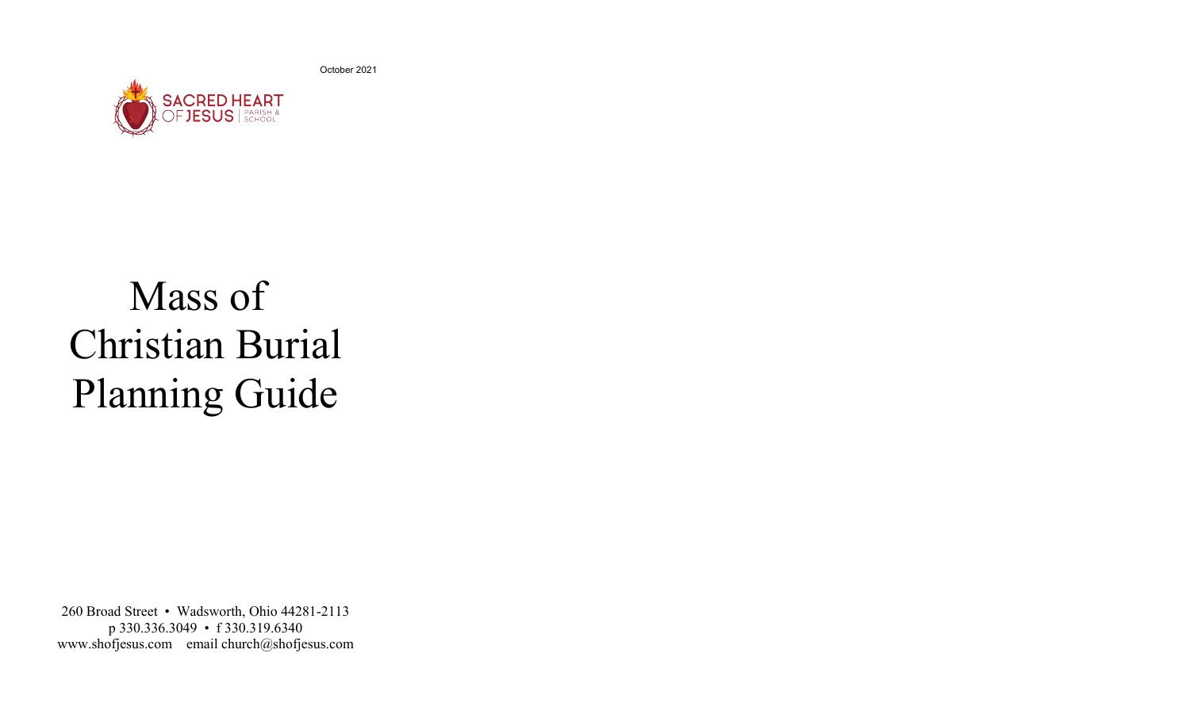October 2021

SACRED HEART OF JESUS | PARISH & SCHOOL

# Mass of Christian Burial Planning Guide

260 Broad Street • Wadsworth, Ohio 44281-2113
p 330.336.3049 • f 330.319.6340
www.shofjesus.com email church@shofjesus.com